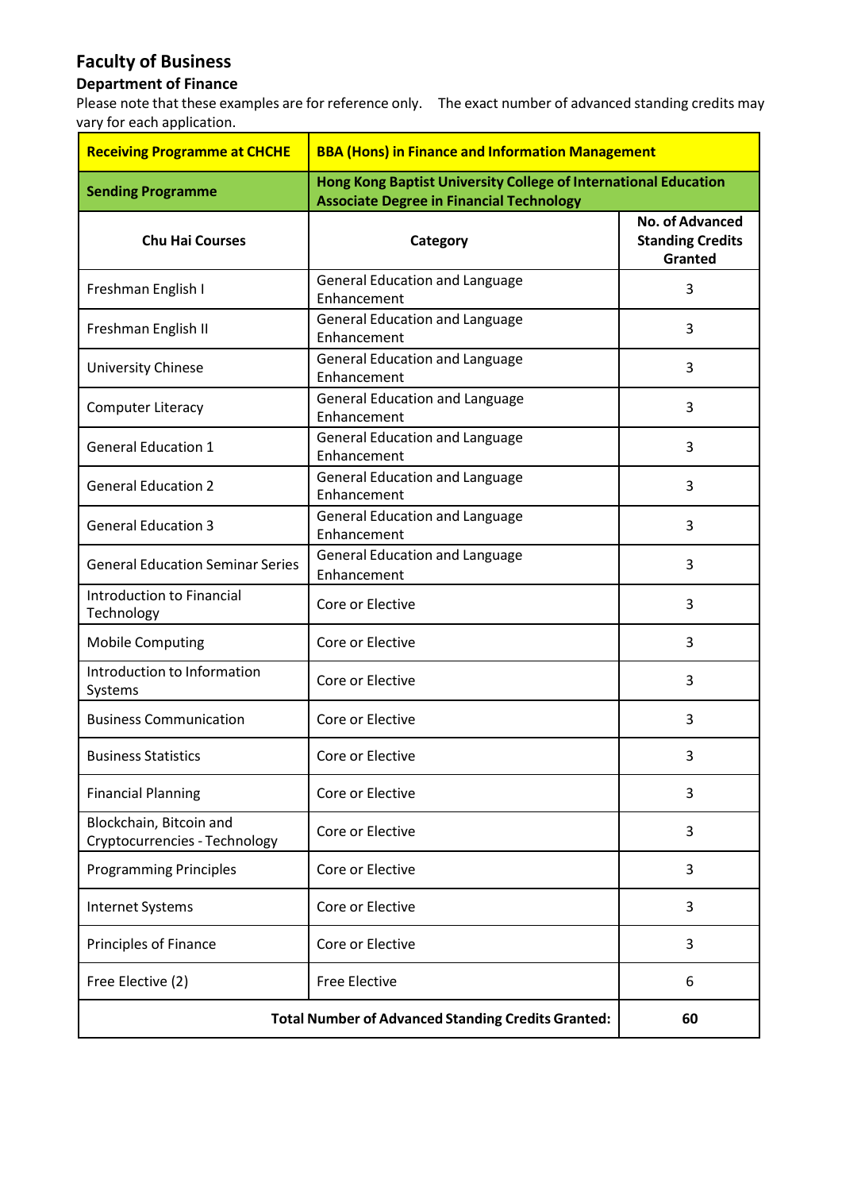# Faculty of Business

## Department of Finance

Please note that these examples are for reference only. The exact number of advanced standing credits may vary for each application.

| **Receiving Programme at CHCHE** | **BBA (Hons) in Finance and Information Management** | |
|---|---|---|
| **Sending Programme** | **Hong Kong Baptist University College of International Education Associate Degree in Financial Technology** | |
| **Chu Hai Courses** | **Category** | **No. of Advanced Standing Credits Granted** |
| Freshman English I | General Education and Language Enhancement | 3 |
| Freshman English II | General Education and Language Enhancement | 3 |
| University Chinese | General Education and Language Enhancement | 3 |
| Computer Literacy | General Education and Language Enhancement | 3 |
| General Education 1 | General Education and Language Enhancement | 3 |
| General Education 2 | General Education and Language Enhancement | 3 |
| General Education 3 | General Education and Language Enhancement | 3 |
| General Education Seminar Series | General Education and Language Enhancement | 3 |
| Introduction to Financial Technology | Core or Elective | 3 |
| Mobile Computing | Core or Elective | 3 |
| Introduction to Information Systems | Core or Elective | 3 |
| Business Communication | Core or Elective | 3 |
| Business Statistics | Core or Elective | 3 |
| Financial Planning | Core or Elective | 3 |
| Blockchain, Bitcoin and Cryptocurrencies - Technology | Core or Elective | 3 |
| Programming Principles | Core or Elective | 3 |
| Internet Systems | Core or Elective | 3 |
| Principles of Finance | Core or Elective | 3 |
| Free Elective (2) | Free Elective | 6 |
| **Total Number of Advanced Standing Credits Granted:** | | **60** |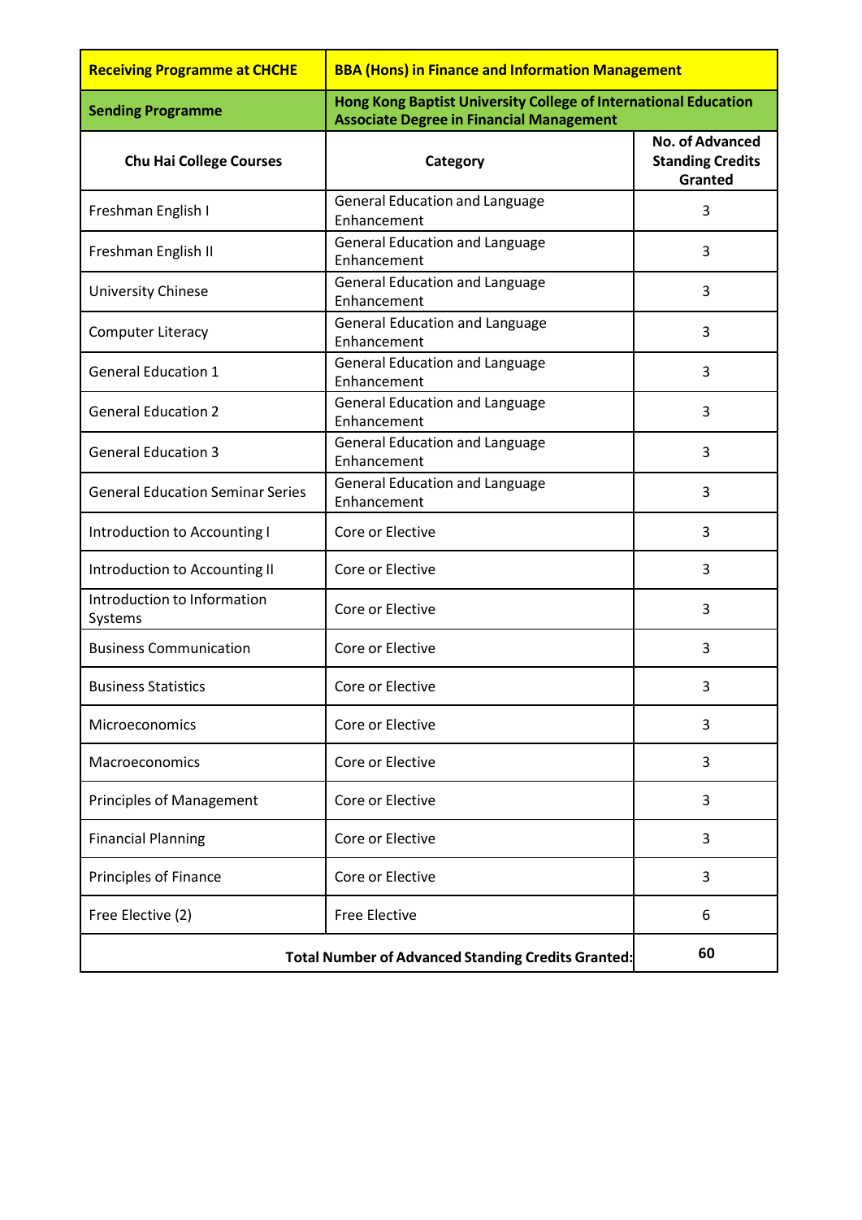| Receiving Programme at CHCHE | BBA (Hons) in Finance and Information Management | |
|---|---|---|
| Sending Programme | Hong Kong Baptist University College of International Education Associate Degree in Financial Management | |
| Chu Hai College Courses | Category | No. of Advanced Standing Credits Granted |
| Freshman English I | General Education and Language Enhancement | 3 |
| Freshman English II | General Education and Language Enhancement | 3 |
| University Chinese | General Education and Language Enhancement | 3 |
| Computer Literacy | General Education and Language Enhancement | 3 |
| General Education 1 | General Education and Language Enhancement | 3 |
| General Education 2 | General Education and Language Enhancement | 3 |
| General Education 3 | General Education and Language Enhancement | 3 |
| General Education Seminar Series | General Education and Language Enhancement | 3 |
| Introduction to Accounting I | Core or Elective | 3 |
| Introduction to Accounting II | Core or Elective | 3 |
| Introduction to Information Systems | Core or Elective | 3 |
| Business Communication | Core or Elective | 3 |
| Business Statistics | Core or Elective | 3 |
| Microeconomics | Core or Elective | 3 |
| Macroeconomics | Core or Elective | 3 |
| Principles of Management | Core or Elective | 3 |
| Financial Planning | Core or Elective | 3 |
| Principles of Finance | Core or Elective | 3 |
| Free Elective (2) | Free Elective | 6 |
| **Total Number of Advanced Standing Credits Granted:** | | **60** |